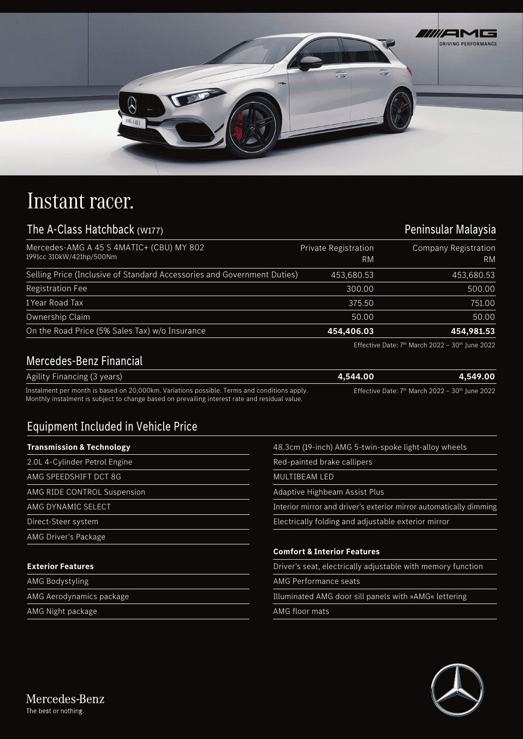# Instant racer.

## The A-Class Hatchback (W177)

**Peninsular Malaysia**

| Mercedes-AMG A 45 S 4MATIC+ (CBU) MY 802<br>1991cc 310kW/421hp/500Nm | Private Registration<br>RM | Company Registration<br>RM |
|---|---|---|
| Selling Price (Inclusive of Standard Accessories and Government Duties) | 453,680.53 | 453,680.53 |
| Registration Fee | 300.00 | 500.00 |
| 1 Year Road Tax | 375.50 | 751.00 |
| Ownership Claim | 50.00 | 50.00 |
| On the Road Price (5% Sales Tax) w/o Insurance | **454,406.03** | **454,981.53** |

Effective Date: 7th March 2022 – 30th June 2022

## Mercedes-Benz Financial

| Agility Financing (3 years) | **4,544.00** | **4,549.00** |
|---|---|---|

Instalment per month is based on 20,000km. Variations possible. Terms and conditions apply.
Monthly instalment is subject to change based on prevailing interest rate and residual value.

Effective Date: 7th March 2022 – 30th June 2022

## Equipment Included in Vehicle Price

**Transmission & Technology**

- 2.0L 4-Cylinder Petrol Engine
- AMG SPEEDSHIFT DCT 8G
- AMG RIDE CONTROL Suspension
- AMG DYNAMIC SELECT
- Direct-Steer system
- AMG Driver's Package

**Exterior Features**

- AMG Bodystyling
- AMG Aerodynamics package
- AMG Night package
- 48.3cm (19-inch) AMG 5-twin-spoke light-alloy wheels
- Red-painted brake callipers
- MULTIBEAM LED
- Adaptive Highbeam Assist Plus
- Interior mirror and driver's exterior mirror automatically dimming
- Electrically folding and adjustable exterior mirror

**Comfort & Interior Features**

- Driver's seat, electrically adjustable with memory function
- AMG Performance seats
- Illuminated AMG door sill panels with »AMG« lettering
- AMG floor mats

Mercedes-Benz
The best or nothing.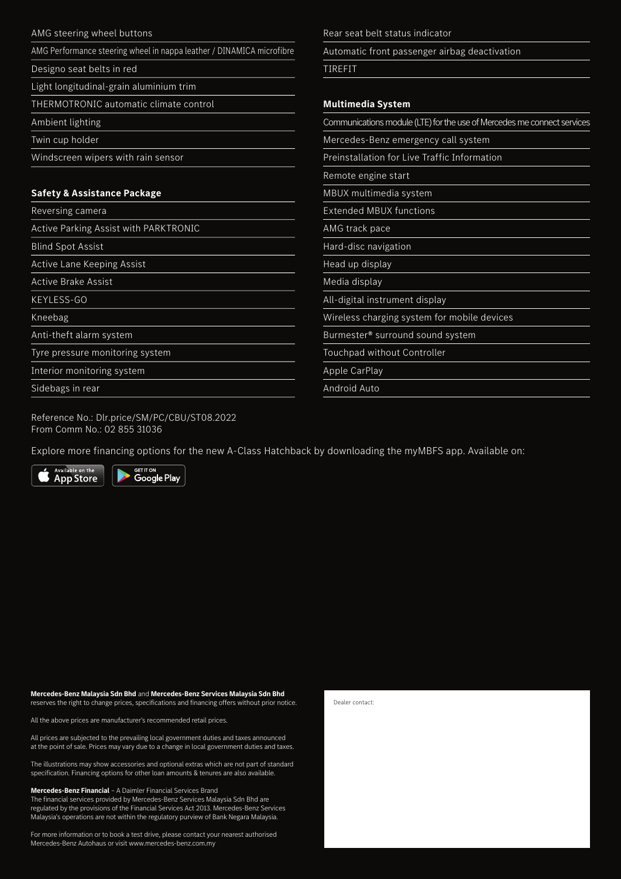AMG steering wheel buttons

AMG Performance steering wheel in nappa leather / DINAMICA microfibre

Designo seat belts in red

Light longitudinal-grain aluminium trim

THERMOTRONIC automatic climate control

Ambient lighting

Twin cup holder

Windscreen wipers with rain sensor

**Safety & Assistance Package**

Reversing camera

Active Parking Assist with PARKTRONIC

Blind Spot Assist

Active Lane Keeping Assist

Active Brake Assist

KEYLESS-GO

Kneebag

Anti-theft alarm system

Tyre pressure monitoring system

Interior monitoring system

Sidebags in rear

Rear seat belt status indicator

Automatic front passenger airbag deactivation

TIREFIT

**Multimedia System**

Communications module (LTE) for the use of Mercedes me connect services

Mercedes-Benz emergency call system

Preinstallation for Live Traffic Information

Remote engine start

MBUX multimedia system

Extended MBUX functions

AMG track pace

Hard-disc navigation

Head up display

Media display

All-digital instrument display

Wireless charging system for mobile devices

Burmester® surround sound system

Touchpad without Controller

Apple CarPlay

Android Auto

Reference No.: Dlr.price/SM/PC/CBU/ST08.2022
From Comm No.: 02 855 31036

Explore more financing options for the new A-Class Hatchback by downloading the myMBFS app. Available on:

Available on the App Store

GET IT ON Google Play

**Mercedes-Benz Malaysia Sdn Bhd** and **Mercedes-Benz Services Malaysia Sdn Bhd** reserves the right to change prices, specifications and financing offers without prior notice.

All the above prices are manufacturer's recommended retail prices.

All prices are subjected to the prevailing local government duties and taxes announced at the point of sale. Prices may vary due to a change in local government duties and taxes.

The illustrations may show accessories and optional extras which are not part of standard specification. Financing options for other loan amounts & tenures are also available.

**Mercedes-Benz Financial** – A Daimler Financial Services Brand
The financial services provided by Mercedes-Benz Services Malaysia Sdn Bhd are regulated by the provisions of the Financial Services Act 2013. Mercedes-Benz Services Malaysia's operations are not within the regulatory purview of Bank Negara Malaysia.

For more information or to book a test drive, please contact your nearest authorised Mercedes-Benz Autohaus or visit www.mercedes-benz.com.my

Dealer contact: